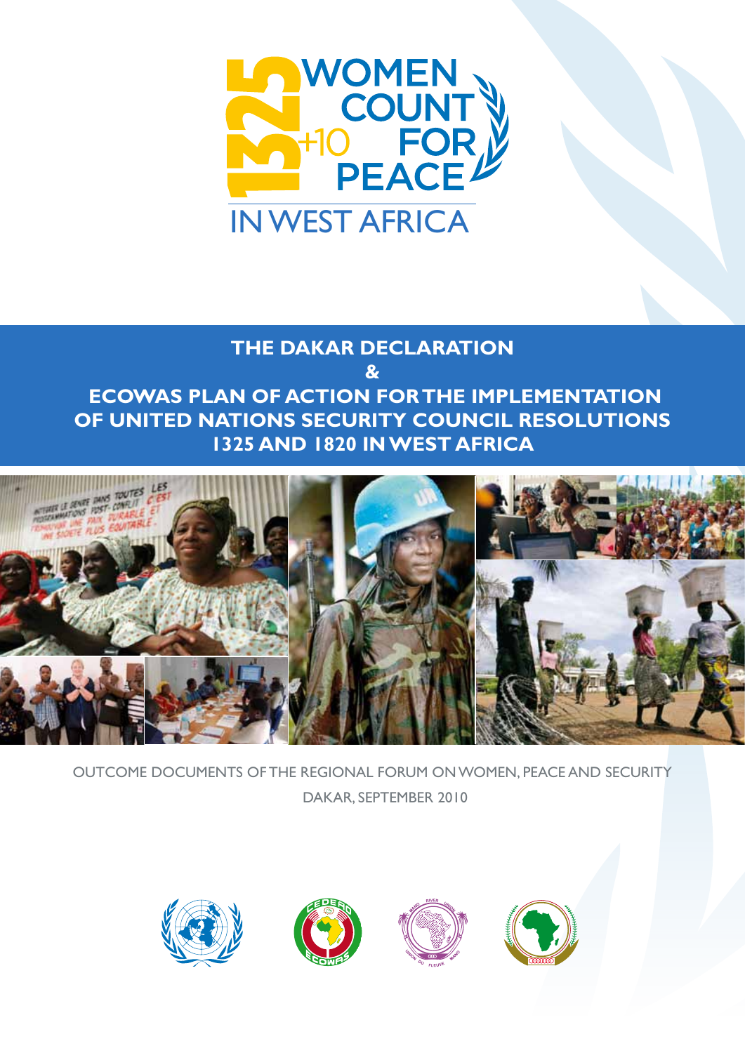# 1325 +10 WOMEN COUNT FOR PEACE

## IN WEST AFRICA

# THE DAKAR DECLARATION
# &
# ECOWAS PLAN OF ACTION FOR THE IMPLEMENTATION OF UNITED NATIONS SECURITY COUNCIL RESOLUTIONS 1325 AND 1820 IN WEST AFRICA

OUTCOME DOCUMENTS OF THE REGIONAL FORUM ON WOMEN, PEACE AND SECURITY

DAKAR, SEPTEMBER 2010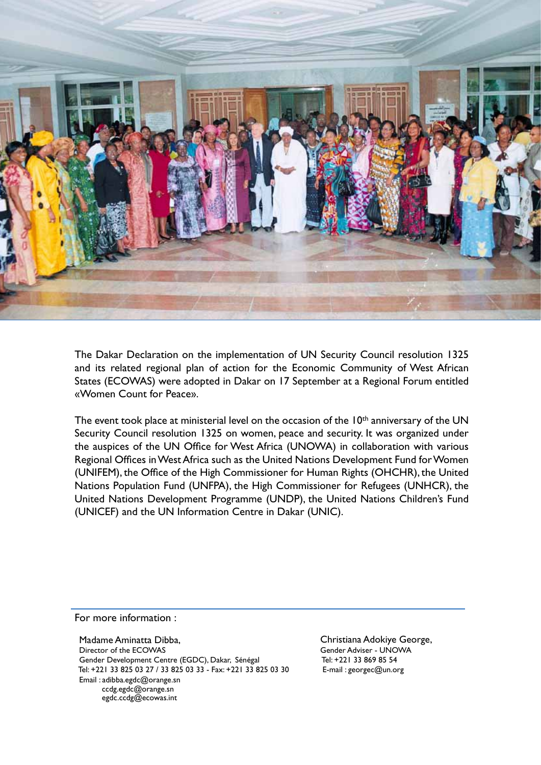The Dakar Declaration on the implementation of UN Security Council resolution 1325 and its related regional plan of action for the Economic Community of West African States (ECOWAS) were adopted in Dakar on 17 September at a Regional Forum entitled «Women Count for Peace».

The event took place at ministerial level on the occasion of the 10th anniversary of the UN Security Council resolution 1325 on women, peace and security. It was organized under the auspices of the UN Office for West Africa (UNOWA) in collaboration with various Regional Offices in West Africa such as the United Nations Development Fund for Women (UNIFEM), the Office of the High Commissioner for Human Rights (OHCHR), the United Nations Population Fund (UNFPA), the High Commissioner for Refugees (UNHCR), the United Nations Development Programme (UNDP), the United Nations Children's Fund (UNICEF) and the UN Information Centre in Dakar (UNIC).

For more information :

Madame Aminatta Dibba,
Director of the ECOWAS
Gender Development Centre (EGDC), Dakar, Sénégal
Tel: +221 33 825 03 27 / 33 825 03 33 - Fax: +221 33 825 03 30
Email : adibba.egdc@orange.sn
ccdg.egdc@orange.sn
egdc.ccdg@ecowas.int

Christiana Adokiye George,
Gender Adviser - UNOWA
Tel: +221 33 869 85 54
E-mail : georgec@un.org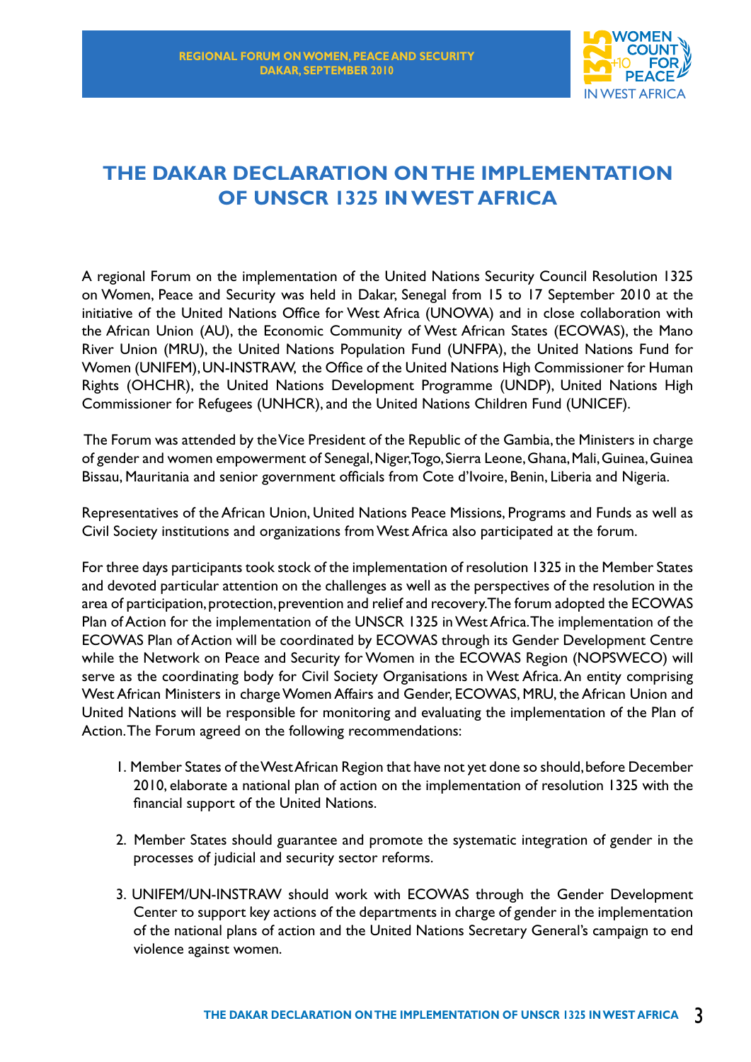# THE DAKAR DECLARATION ON THE IMPLEMENTATION OF UNSCR 1325 IN WEST AFRICA

A regional Forum on the implementation of the United Nations Security Council Resolution 1325 on Women, Peace and Security was held in Dakar, Senegal from 15 to 17 September 2010 at the initiative of the United Nations Office for West Africa (UNOWA) and in close collaboration with the African Union (AU), the Economic Community of West African States (ECOWAS), the Mano River Union (MRU), the United Nations Population Fund (UNFPA), the United Nations Fund for Women (UNIFEM), UN-INSTRAW, the Office of the United Nations High Commissioner for Human Rights (OHCHR), the United Nations Development Programme (UNDP), United Nations High Commissioner for Refugees (UNHCR), and the United Nations Children Fund (UNICEF).

The Forum was attended by the Vice President of the Republic of the Gambia, the Ministers in charge of gender and women empowerment of Senegal, Niger, Togo, Sierra Leone, Ghana, Mali, Guinea, Guinea Bissau, Mauritania and senior government officials from Cote d'Ivoire, Benin, Liberia and Nigeria.

Representatives of the African Union, United Nations Peace Missions, Programs and Funds as well as Civil Society institutions and organizations from West Africa also participated at the forum.

For three days participants took stock of the implementation of resolution 1325 in the Member States and devoted particular attention on the challenges as well as the perspectives of the resolution in the area of participation, protection, prevention and relief and recovery. The forum adopted the ECOWAS Plan of Action for the implementation of the UNSCR 1325 in West Africa. The implementation of the ECOWAS Plan of Action will be coordinated by ECOWAS through its Gender Development Centre while the Network on Peace and Security for Women in the ECOWAS Region (NOPSWECO) will serve as the coordinating body for Civil Society Organisations in West Africa. An entity comprising West African Ministers in charge Women Affairs and Gender, ECOWAS, MRU, the African Union and United Nations will be responsible for monitoring and evaluating the implementation of the Plan of Action. The Forum agreed on the following recommendations:

1. Member States of the West African Region that have not yet done so should, before December 2010, elaborate a national plan of action on the implementation of resolution 1325 with the financial support of the United Nations.

2. Member States should guarantee and promote the systematic integration of gender in the processes of judicial and security sector reforms.

3. UNIFEM/UN-INSTRAW should work with ECOWAS through the Gender Development Center to support key actions of the departments in charge of gender in the implementation of the national plans of action and the United Nations Secretary General's campaign to end violence against women.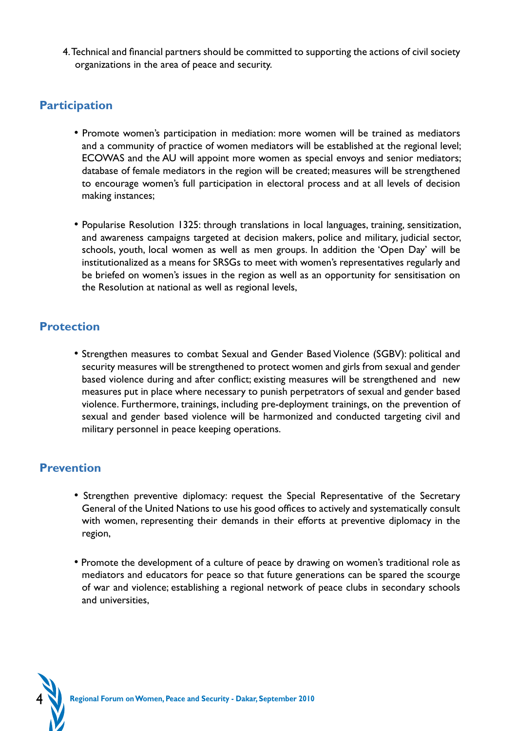4. Technical and financial partners should be committed to supporting the actions of civil society organizations in the area of peace and security.

## Participation

- Promote women's participation in mediation: more women will be trained as mediators and a community of practice of women mediators will be established at the regional level; ECOWAS and the AU will appoint more women as special envoys and senior mediators; database of female mediators in the region will be created; measures will be strengthened to encourage women's full participation in electoral process and at all levels of decision making instances;

- Popularise Resolution 1325: through translations in local languages, training, sensitization, and awareness campaigns targeted at decision makers, police and military, judicial sector, schools, youth, local women as well as men groups. In addition the 'Open Day' will be institutionalized as a means for SRSGs to meet with women's representatives regularly and be briefed on women's issues in the region as well as an opportunity for sensitisation on the Resolution at national as well as regional levels,

## Protection

- Strengthen measures to combat Sexual and Gender Based Violence (SGBV): political and security measures will be strengthened to protect women and girls from sexual and gender based violence during and after conflict; existing measures will be strengthened and new measures put in place where necessary to punish perpetrators of sexual and gender based violence. Furthermore, trainings, including pre-deployment trainings, on the prevention of sexual and gender based violence will be harmonized and conducted targeting civil and military personnel in peace keeping operations.

## Prevention

- Strengthen preventive diplomacy: request the Special Representative of the Secretary General of the United Nations to use his good offices to actively and systematically consult with women, representing their demands in their efforts at preventive diplomacy in the region,

- Promote the development of a culture of peace by drawing on women's traditional role as mediators and educators for peace so that future generations can be spared the scourge of war and violence; establishing a regional network of peace clubs in secondary schools and universities,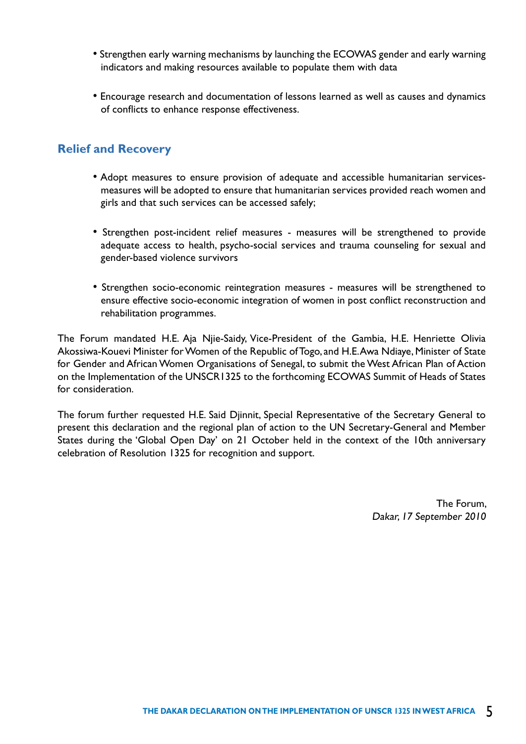- Strengthen early warning mechanisms by launching the ECOWAS gender and early warning indicators and making resources available to populate them with data

- Encourage research and documentation of lessons learned as well as causes and dynamics of conflicts to enhance response effectiveness.

## Relief and Recovery

- Adopt measures to ensure provision of adequate and accessible humanitarian services- measures will be adopted to ensure that humanitarian services provided reach women and girls and that such services can be accessed safely;

- Strengthen post-incident relief measures - measures will be strengthened to provide adequate access to health, psycho-social services and trauma counseling for sexual and gender-based violence survivors

- Strengthen socio-economic reintegration measures - measures will be strengthened to ensure effective socio-economic integration of women in post conflict reconstruction and rehabilitation programmes.

The Forum mandated H.E. Aja Njie-Saidy, Vice-President of the Gambia, H.E. Henriette Olivia Akossiwa-Kouevi Minister for Women of the Republic of Togo, and H.E. Awa Ndiaye, Minister of State for Gender and African Women Organisations of Senegal, to submit the West African Plan of Action on the Implementation of the UNSCR1325 to the forthcoming ECOWAS Summit of Heads of States for consideration.

The forum further requested H.E. Said Djinnit, Special Representative of the Secretary General to present this declaration and the regional plan of action to the UN Secretary-General and Member States during the 'Global Open Day' on 21 October held in the context of the 10th anniversary celebration of Resolution 1325 for recognition and support.

The Forum,
*Dakar, 17 September 2010*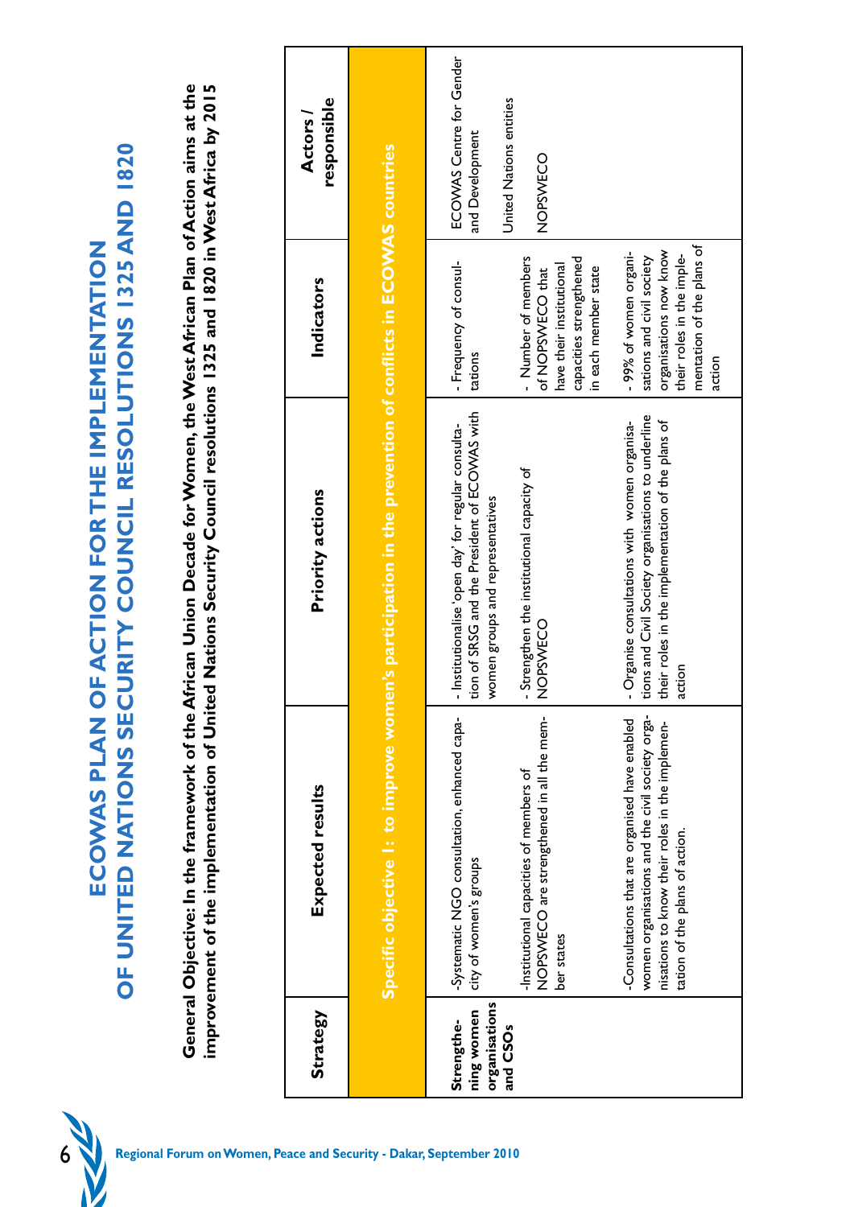# ECOWAS PLAN OF ACTION FOR THE IMPLEMENTATION OF UNITED NATIONS SECURITY COUNCIL RESOLUTIONS 1325 AND 1820

**General Objective: In the framework of the African Union Decade for Women, the West African Plan of Action aims at the improvement of the implementation of United Nations Security Council resolutions 1325 and 1820 in West Africa by 2015**

| Strategy | Expected results | Priority actions | Indicators | Actors / responsible |
|---|---|---|---|---|
| **Specific objective 1: to improve women's participation in the prevention of conflicts in ECOWAS countries** | | | | |
| **Strengthening women organisations and CSOs** | -Systematic NGO consultation, enhanced capacity of women's groups<br><br>-Institutional capacities of members of NOPSWECO are strengthened in all the member states<br><br>-Consultations that are organised have enabled women organisations and the civil society organisations to know their roles in the implementation of the plans of action. | - Institutionalise 'open day' for regular consultation of SRSG and the President of ECOWAS with women groups and representatives<br><br>- Strengthen the institutional capacity of NOPSWECO<br><br>- Organise consultations with women organisations and Civil Society organisations to underline their roles in the implementation of the plans of action | - Frequency of consultations<br><br>- Number of members of NOPSWECO that have their institutional capacities strengthened in each member state<br><br>- 99% of women organisations and civil society organisations now know their roles in the implementation of the plans of action | ECOWAS Centre for Gender and Development<br><br>United Nations entities<br><br>NOPSWECO |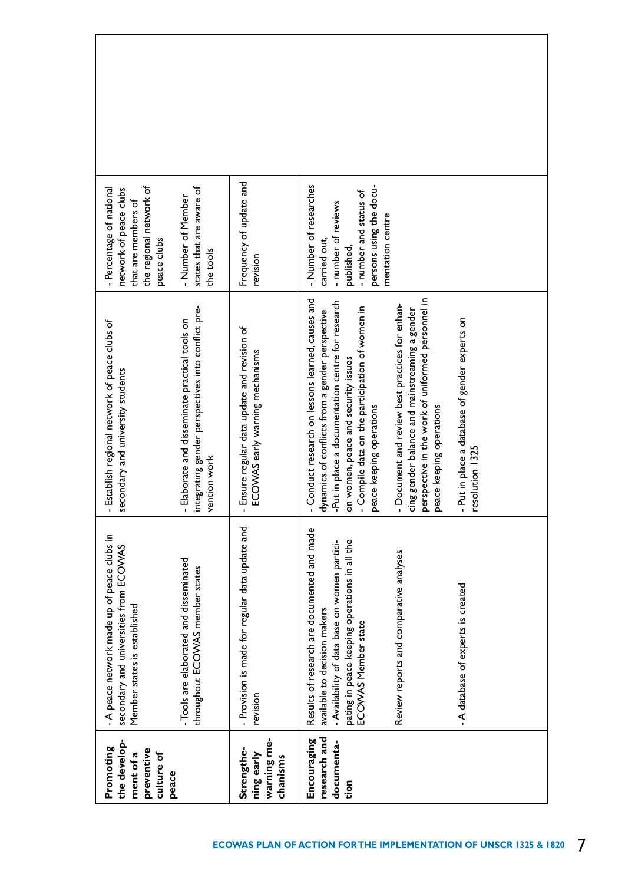| | | | | |
|---|---|---|---|---|
| **Promoting the development of a preventive culture of peace** | - A peace network made up of peace clubs in secondary and universities from ECOWAS Member states is established<br><br>- Tools are elaborated and disseminated throughout ECOWAS member states | - Establish regional network of peace clubs of secondary and university students<br><br>- Elaborate and disseminate practical tools on integrating gender perspectives into conflict prevention work | - Percentage of national network of peace clubs that are members of the regional network of peace clubs<br><br>- Number of Member states that are aware of the tools | |
| **Strengthening early warning mechanisms** | - Provision is made for regular data update and revision | - Ensure regular data update and revision of ECOWAS early warning mechanisms | Frequency of update and revision | |
| **Encouraging research and documentation** | Results of research are documented and made available to decision makers<br>- Availability of data base on women participating in peace keeping operations in all the ECOWAS Member state<br><br>Review reports and comparative analyses<br><br>- A database of experts is created | - Conduct research on lessons learned, causes and dynamics of conflicts from a gender perspective<br>-Put in place a documentation centre for research on women, peace and security issues<br>- Compile data on the participation of women in peace keeping operations<br><br>- Document and review best practices for enhancing gender balance and mainstreaming a gender perspective in the work of uniformed personnel in peace keeping operations<br><br>- Put in place a database of gender experts on resolution 1325 | - Number of researches carried out,<br>- number of reviews published,<br>- number and status of persons using the documentation centre | |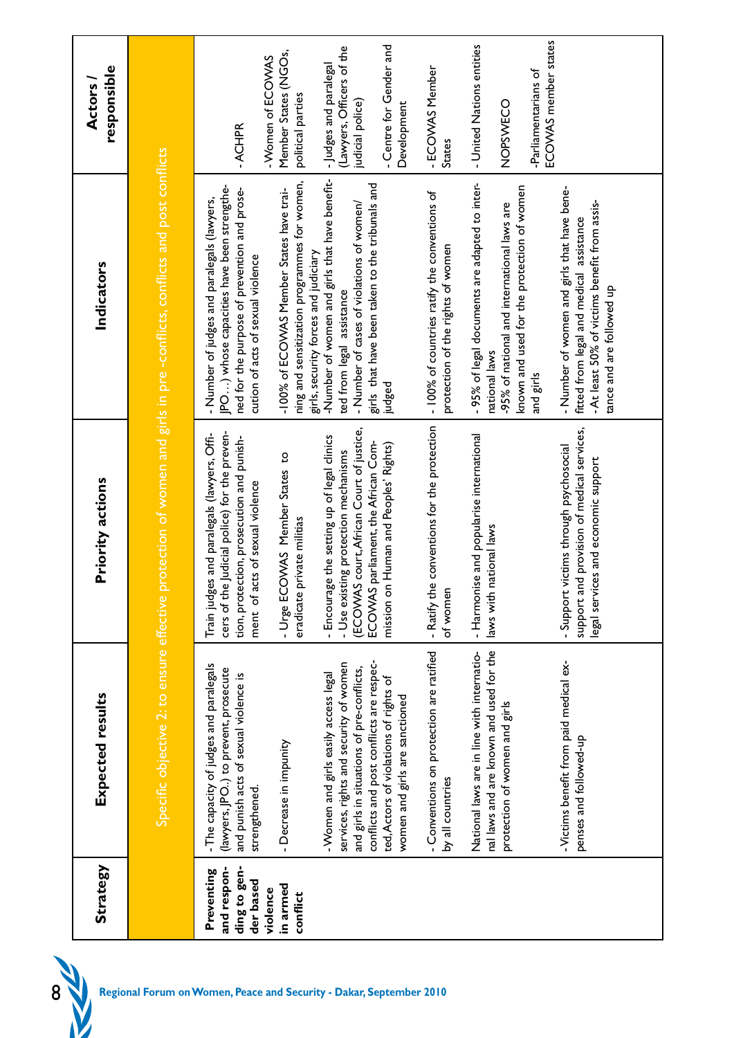| Strategy | Expected results | Priority actions | Indicators | Actors / responsible |
|---|---|---|---|---|
| Specific objective 2: to ensure effective protection of women and girls in pre -conflicts, conflicts and post conflicts | | | | |
| **Preventing and responding to gender based violence in armed conflict** | - The capacity of judges and paralegals (lawyers, JPO..) to prevent, prosecute and punish acts of sexual violence is strengthened. | Train judges and paralegals (lawyers, Officers of the Judicial police) for the prevention, protection, prosecution and punishment of acts of sexual violence | - Number of judges and paralegals (lawyers, JPO…) whose capacities have been strengthened for the purpose of prevention and prosecution of acts of sexual violence | - ACHPR |
| | - Decrease in impunity | - Urge ECOWAS Member States to eradicate private militias | -100% of ECOWAS Member States have training and sensitization programmes for women, girls, security forces and judiciary | -Women of ECOWAS Member States (NGOs, political parties |
| | -Women and girls easily access legal services, rights and security of women and girls in situations of pre-conflicts, conflicts and post conflicts are respected, Actors of violations of rights of women and girls are sanctioned | - Encourage the setting up of legal clinics<br>- Use existing protection mechanisms (ECOWAS court, African Court of justice, ECOWAS parliament, the African Commission on Human and Peoples' Rights) | -Number of women and girls that have benefited from legal assistance<br>- Number of cases of violations of women/ girls that have been taken to the tribunals and judged | - Judges and paralegal (Lawyers, Officers of the judicial police)<br>- Centre for Gender and Development |
| | - Conventions on protection are ratified by all countries | - Ratify the conventions for the protection of women | - 100% of countries ratify the conventions of protection of the rights of women | - ECOWAS Member States |
| | National laws are in line with international laws and are known and used for the protection of women and girls | - Harmonise and popularise international laws with national laws | - 95% of legal documents are adapted to international laws<br>-95% of national and international laws are known and used for the protection of women and girls | - United Nations entities<br>NOPSWECO<br>-Parliamentarians of ECOWAS member states |
| | - Victims benefit from paid medical expenses and followed-up | - Support victims through psychosocial support and provision of medical services, legal services and economic support | - Number of women and girls that have benefitted from legal and medical assistance<br>-At least 50% of victims benefit from assistance and are followed up | |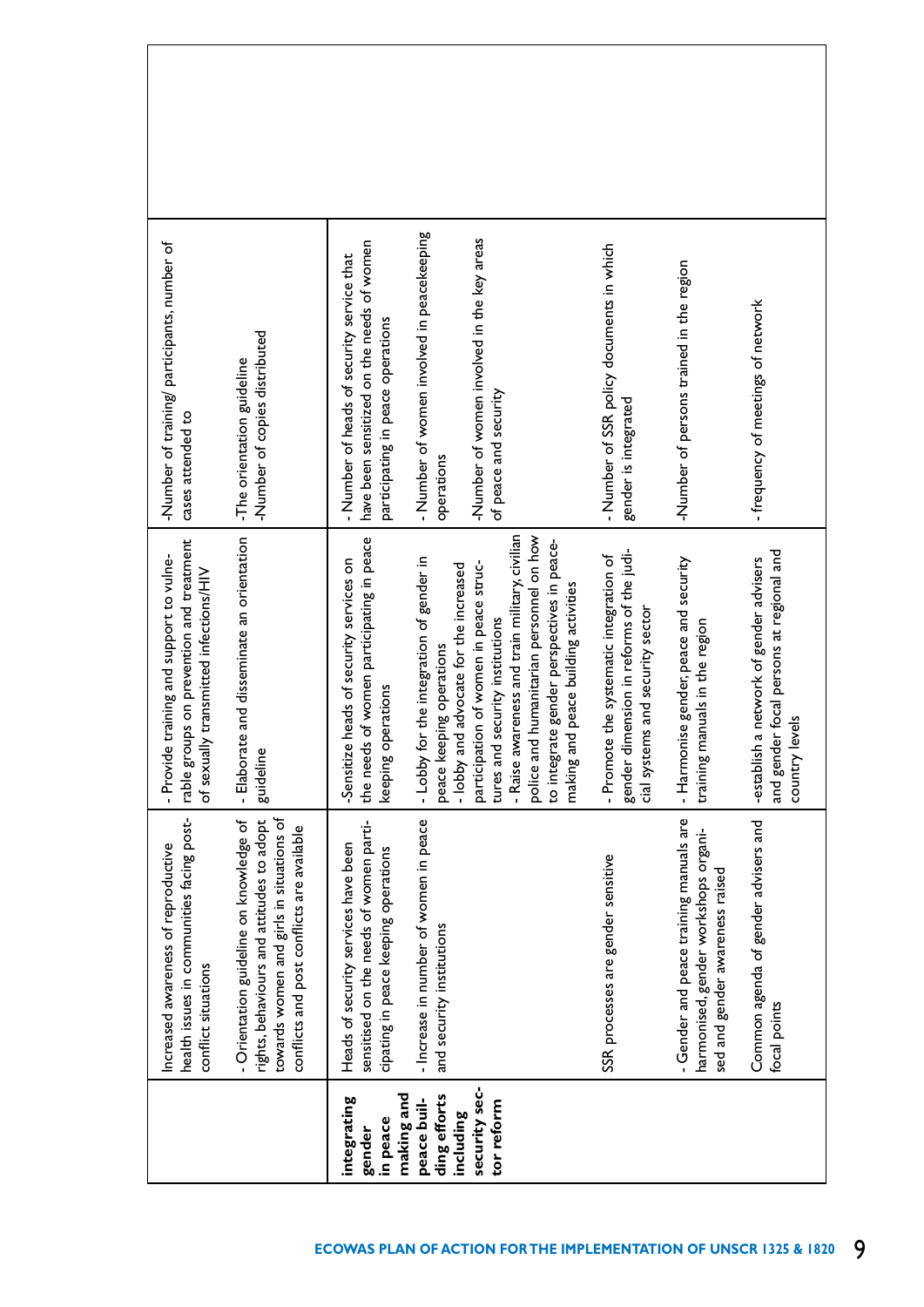| | | | | |
|---|---|---|---|---|
| | Increased awareness of reproductive health issues in communities facing post-conflict situations | - Provide training and support to vulnerable groups on prevention and treatment of sexually transmitted infections/HIV | -Number of training/ participants, number of cases attended to | |
| | - Orientation guideline on knowledge of rights, behaviours and attitudes to adopt towards women and girls in situations of conflicts and post conflicts are available | - Elaborate and disseminate an orientation guideline | -The orientation guideline<br>-Number of copies distributed | |
| **integrating gender in peace making and peace building efforts including security sector reform** | Heads of security services have been sensitised on the needs of women participating in peace keeping operations | -Sensitize heads of security services on the needs of women participating in peace keeping operations | - Number of heads of security service that have been sensitized on the needs of women participating in peace operations | |
| | - Increase in number of women in peace and security institutions | - Lobby for the integration of gender in peace keeping operations<br>- lobby and advocate for the increased participation of women in peace structures and security institutions<br>- Raise awareness and train military, civilian police and humanitarian personnel on how to integrate gender perspectives in peace-making and peace building activities | - Number of women involved in peacekeeping operations<br>-Number of women involved in the key areas of peace and security | |
| | SSR processes are gender sensitive | - Promote the systematic integration of gender dimension in reforms of the judicial systems and security sector | - Number of SSR policy documents in which gender is integrated | |
| | - Gender and peace training manuals are harmonised, gender workshops organised and gender awareness raised | - Harmonise gender, peace and security training manuals in the region | -Number of persons trained in the region | |
| | Common agenda of gender advisers and focal points | -establish a network of gender advisers and gender focal persons at regional and country levels | - frequency of meetings of network | |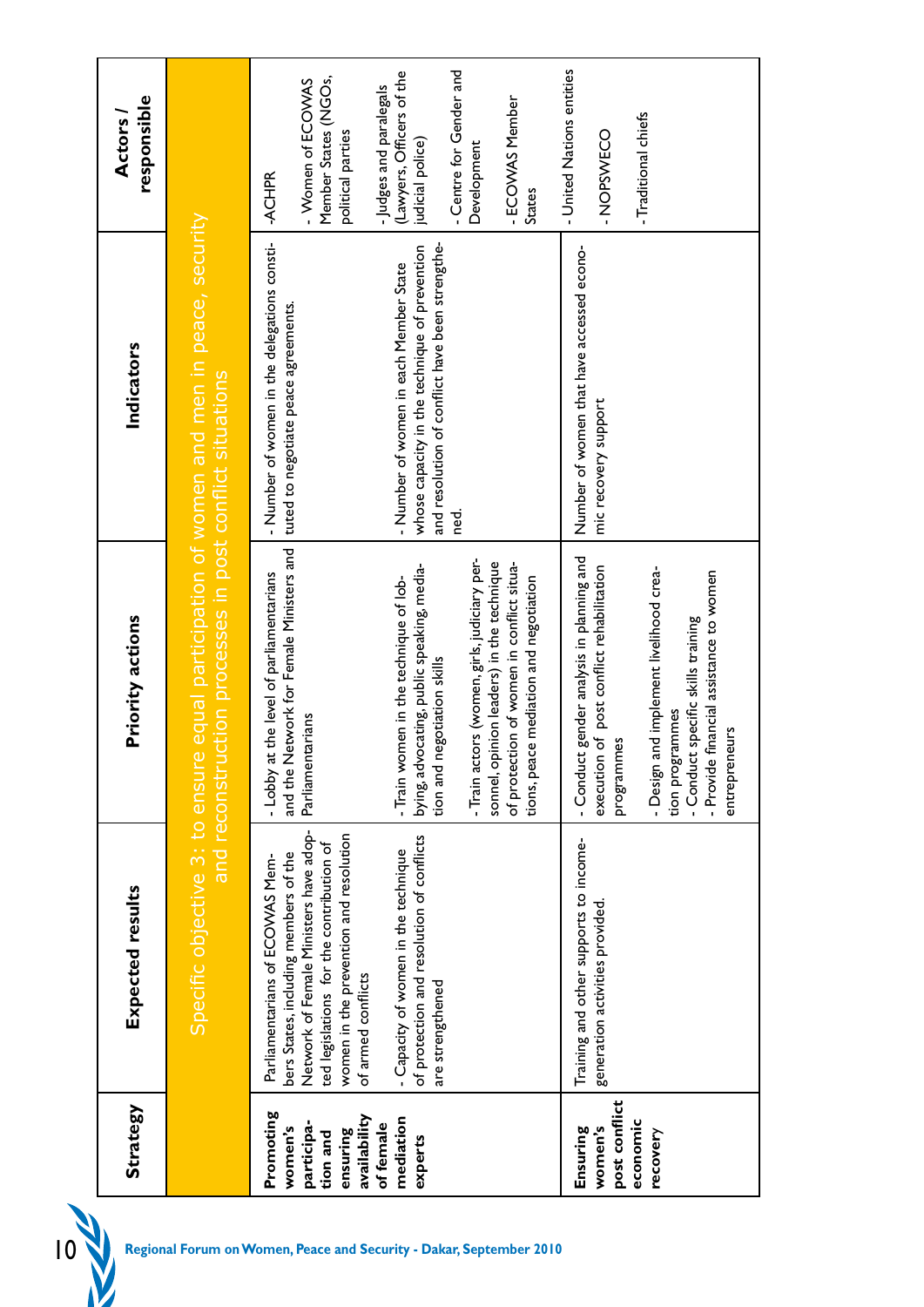| Strategy | Expected results | Priority actions | Indicators | Actors / responsible |
|---|---|---|---|---|
| **Specific objective 3: to ensure equal participation of women and men in peace, security and reconstruction processes in post conflict situations** | | | | |
| **Promoting women's participation and ensuring availability of female mediation experts** | Parliamentarians of ECOWAS Member States, including members of the Network of Female Ministers have adopted legislations for the contribution of women in the prevention and resolution of armed conflicts<br><br>- Capacity of women in the technique of protection and resolution of conflicts are strengthened | - Lobby at the level of parliamentarians and the Network for Female Ministers and Parliamentarians<br><br>- Train women in the technique of lobbying, advocating, public speaking, mediation and negotiation skills<br><br>- Train actors (women, girls, judiciary personnel, opinion leaders) in the technique of protection of women in conflict situations, peace mediation and negotiation | - Number of women in the delegations constituted to negotiate peace agreements.<br><br>- Number of women in each Member State whose capacity in the technique of prevention and resolution of conflict have been strengthened. | -ACHPR<br><br>- Women of ECOWAS Member States (NGOs, political parties<br><br>- Judges and paralegals (Lawyers, Officers of the judicial police)<br><br>- Centre for Gender and Development<br><br>- ECOWAS Member States |
| **Ensuring women's post conflict economic recovery** | Training and other supports to income-generation activities provided. | - Conduct gender analysis in planning and execution of post conflict rehabilitation programmes<br><br>- Design and implement livelihood creation programmes<br>- Conduct specific skills training<br>- Provide financial assistance to women entrepreneurs | Number of women that have accessed economic recovery support | - United Nations entities<br><br>- NOPSWECO<br><br>- Traditional chiefs |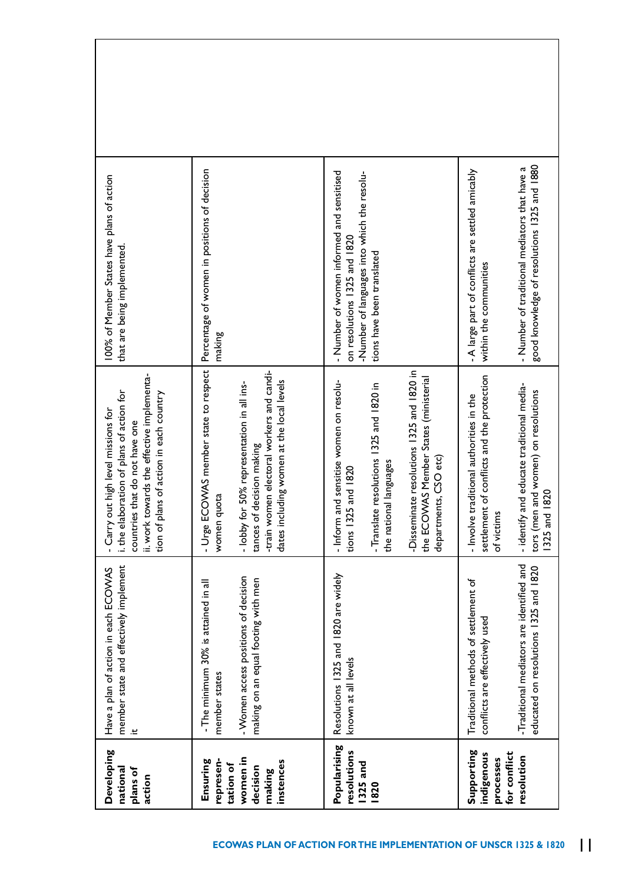| | | | | |
|---|---|---|---|---|
| **Developing national plans of action** | Have a plan of action in each ECOWAS member state and effectively implement it | - Carry out high level missions for<br>i. the elaboration of plans of action for countries that do not have one<br>ii. work towards the effective implementation of plans of action in each country | 100% of Member States have plans of action that are being implemented. | |
| **Ensuring representation of women in decision making instences** | - The minimum 30% is attained in all member states<br><br>- Women access positions of decision making on an equal footing with men | - Urge ECOWAS member state to respect women quota<br><br>- lobby for 50% representation in all instances of decision making<br>-train women electoral workers and candidates including women at the local levels | Percentage of women in positions of decision making | |
| **Popularising resolutions 1325 and 1820** | Resolutions 1325 and 1820 are widely known at all levels | - Inform and sensitise women on resolutions 1325 and 1820<br><br>- Translate resolutions 1325 and 1820 in the national languages<br><br>-Disseminate resolutions 1325 and 1820 in the ECOWAS Member States (ministerial departments, CSO etc) | - Number of women informed and sensitised on resolutions 1325 and 1820<br>-Number of languages into which the resolutions have been translated | |
| **Supporting indigenous processes for conflict resolution** | Traditional methods of settlement of conflicts are effectively used<br><br>-Traditional mediators are identified and educated on resolutions 1325 and 1820 | - Involve traditional authorities in the settlement of conflicts and the protection of victims<br><br>- identify and educate traditional mediators (men and women) on resolutions 1325 and 1820 | - A large part of conflicts are settled amicably within the communities<br><br>- Number of traditional mediators that have a good knowledge of resolutions 1325 and 1880 | |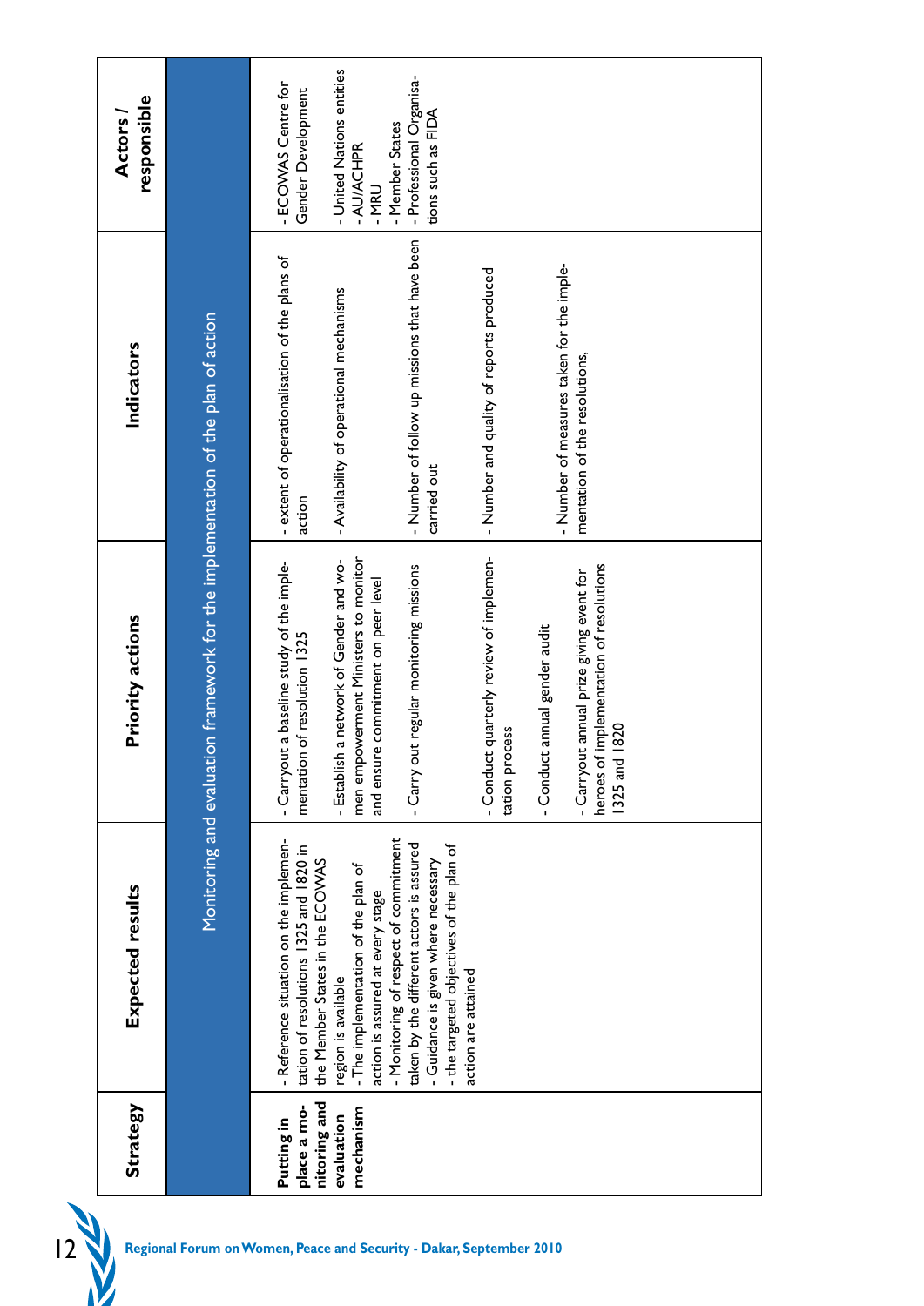| Strategy | Expected results | Priority actions | Indicators | Actors / responsible |
|---|---|---|---|---|
| Monitoring and evaluation framework for the implementation of the plan of action | | | | |
| **Putting in place a monitoring and evaluation mechanism** | - Reference situation on the implementation of resolutions 1325 and 1820 in the Member States in the ECOWAS region is available<br>- The implementation of the plan of action is assured at every stage<br>- Monitoring of respect of commitment taken by the different actors is assured<br>- Guidance is given where necessary<br>- the targeted objectives of the plan of action are attained | - Carryout a baseline study of the implementation of resolution 1325<br>- Establish a network of Gender and women empowerment Ministers to monitor and ensure commitment on peer level<br>- Carry out regular monitoring missions<br>- Conduct quarterly review of implementation process<br>- Conduct annual gender audit<br>- Carryout annual prize giving event for heroes of implementation of resolutions 1325 and 1820 | - extent of operationalisation of the plans of action<br>- Availability of operational mechanisms<br>- Number of follow up missions that have been carried out<br>- Number and quality of reports produced<br>- Number of measures taken for the implementation of the resolutions, | - ECOWAS Centre for Gender Development<br>- United Nations entities<br>- AU/ACHPR<br>- MRU<br>- Member States<br>- Professional Organisations such as FIDA |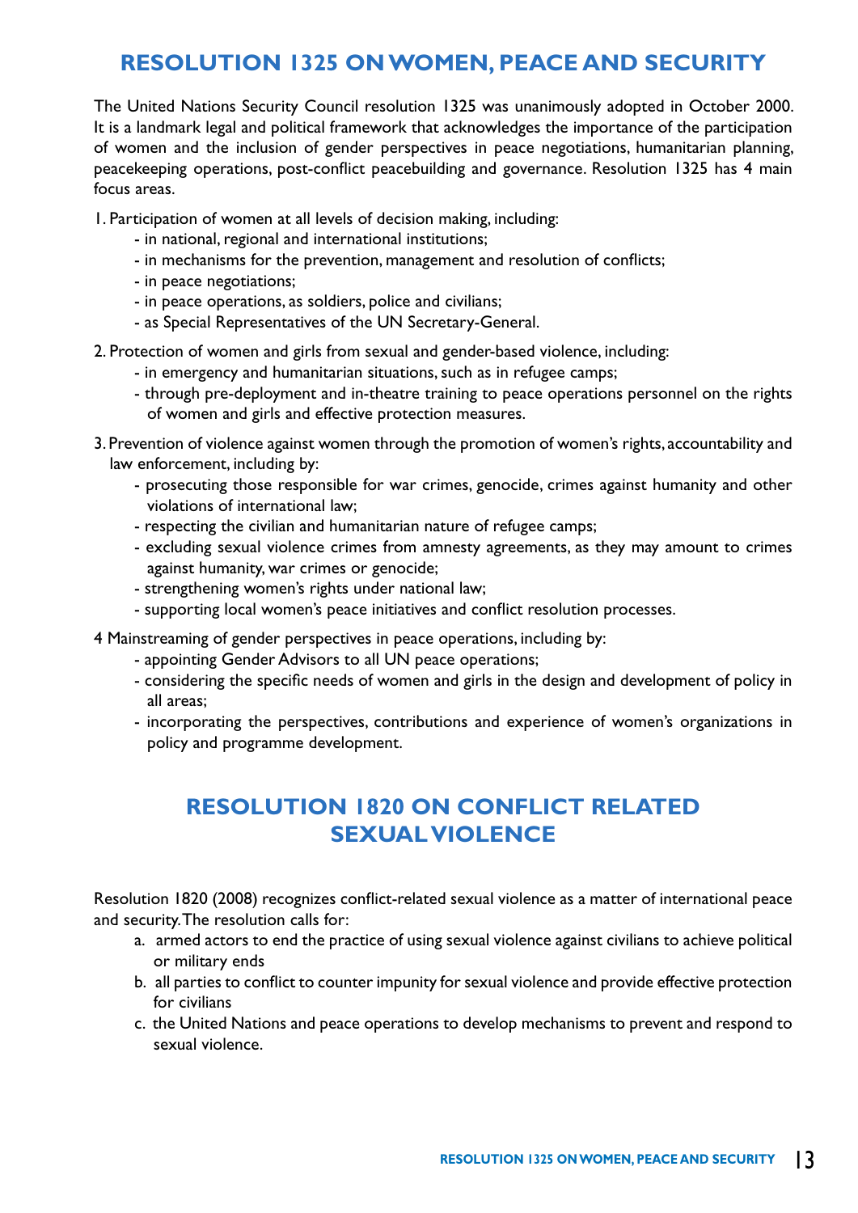# RESOLUTION 1325 ON WOMEN, PEACE AND SECURITY

The United Nations Security Council resolution 1325 was unanimously adopted in October 2000. It is a landmark legal and political framework that acknowledges the importance of the participation of women and the inclusion of gender perspectives in peace negotiations, humanitarian planning, peacekeeping operations, post-conflict peacebuilding and governance. Resolution 1325 has 4 main focus areas.

1. Participation of women at all levels of decision making, including:
   - in national, regional and international institutions;
   - in mechanisms for the prevention, management and resolution of conflicts;
   - in peace negotiations;
   - in peace operations, as soldiers, police and civilians;
   - as Special Representatives of the UN Secretary-General.

2. Protection of women and girls from sexual and gender-based violence, including:
   - in emergency and humanitarian situations, such as in refugee camps;
   - through pre-deployment and in-theatre training to peace operations personnel on the rights of women and girls and effective protection measures.

3. Prevention of violence against women through the promotion of women's rights, accountability and law enforcement, including by:
   - prosecuting those responsible for war crimes, genocide, crimes against humanity and other violations of international law;
   - respecting the civilian and humanitarian nature of refugee camps;
   - excluding sexual violence crimes from amnesty agreements, as they may amount to crimes against humanity, war crimes or genocide;
   - strengthening women's rights under national law;
   - supporting local women's peace initiatives and conflict resolution processes.

4 Mainstreaming of gender perspectives in peace operations, including by:
   - appointing Gender Advisors to all UN peace operations;
   - considering the specific needs of women and girls in the design and development of policy in all areas;
   - incorporating the perspectives, contributions and experience of women's organizations in policy and programme development.

# RESOLUTION 1820 ON CONFLICT RELATED SEXUAL VIOLENCE

Resolution 1820 (2008) recognizes conflict-related sexual violence as a matter of international peace and security. The resolution calls for:

a. armed actors to end the practice of using sexual violence against civilians to achieve political or military ends
b. all parties to conflict to counter impunity for sexual violence and provide effective protection for civilians
c. the United Nations and peace operations to develop mechanisms to prevent and respond to sexual violence.